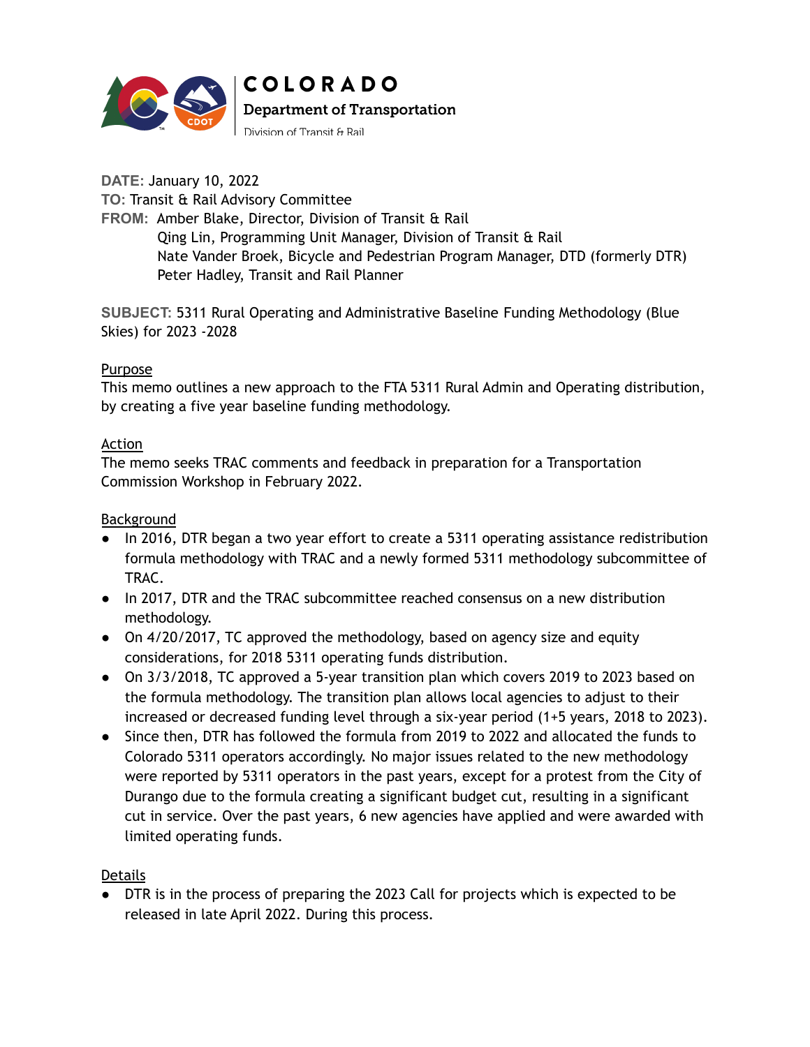COLORADO

Department of Transportation

Division of Transit & Rail

**DATE:** January 10, 2022

**TO:** Transit & Rail Advisory Committee

**FROM:** Amber Blake, Director, Division of Transit & Rail
Qing Lin, Programming Unit Manager, Division of Transit & Rail
Nate Vander Broek, Bicycle and Pedestrian Program Manager, DTD (formerly DTR)
Peter Hadley, Transit and Rail Planner

**SUBJECT:** 5311 Rural Operating and Administrative Baseline Funding Methodology (Blue Skies) for 2023 -2028

Purpose

This memo outlines a new approach to the FTA 5311 Rural Admin and Operating distribution, by creating a five year baseline funding methodology.

Action

The memo seeks TRAC comments and feedback in preparation for a Transportation Commission Workshop in February 2022.

Background

- In 2016, DTR began a two year effort to create a 5311 operating assistance redistribution formula methodology with TRAC and a newly formed 5311 methodology subcommittee of TRAC.
- In 2017, DTR and the TRAC subcommittee reached consensus on a new distribution methodology.
- On 4/20/2017, TC approved the methodology, based on agency size and equity considerations, for 2018 5311 operating funds distribution.
- On 3/3/2018, TC approved a 5-year transition plan which covers 2019 to 2023 based on the formula methodology. The transition plan allows local agencies to adjust to their increased or decreased funding level through a six-year period (1+5 years, 2018 to 2023).
- Since then, DTR has followed the formula from 2019 to 2022 and allocated the funds to Colorado 5311 operators accordingly. No major issues related to the new methodology were reported by 5311 operators in the past years, except for a protest from the City of Durango due to the formula creating a significant budget cut, resulting in a significant cut in service. Over the past years, 6 new agencies have applied and were awarded with limited operating funds.

Details

- DTR is in the process of preparing the 2023 Call for projects which is expected to be released in late April 2022. During this process.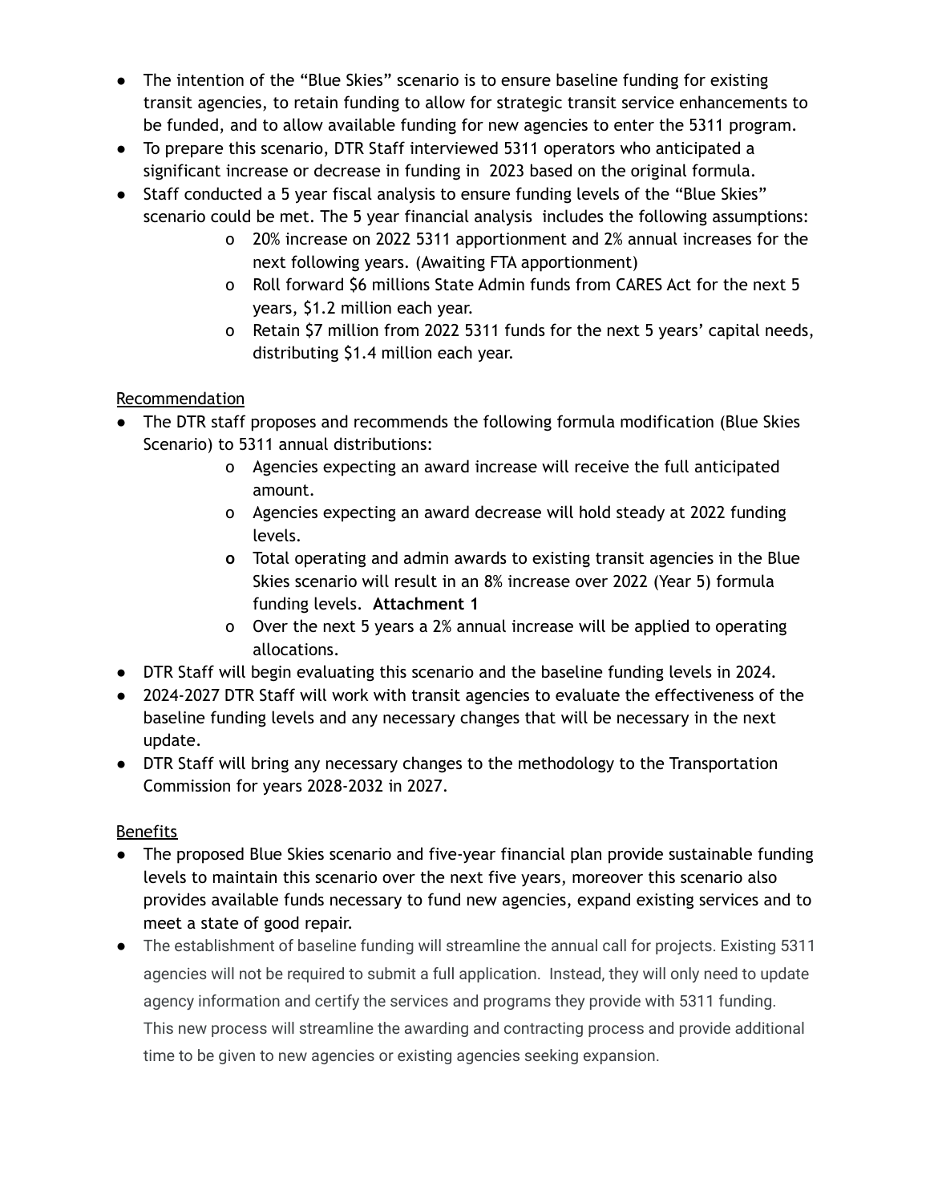- The intention of the "Blue Skies" scenario is to ensure baseline funding for existing transit agencies, to retain funding to allow for strategic transit service enhancements to be funded, and to allow available funding for new agencies to enter the 5311 program.
- To prepare this scenario, DTR Staff interviewed 5311 operators who anticipated a significant increase or decrease in funding in 2023 based on the original formula.
- Staff conducted a 5 year fiscal analysis to ensure funding levels of the "Blue Skies" scenario could be met. The 5 year financial analysis includes the following assumptions:
    - 20% increase on 2022 5311 apportionment and 2% annual increases for the next following years. (Awaiting FTA apportionment)
    - Roll forward $6 millions State Admin funds from CARES Act for the next 5 years, $1.2 million each year.
    - Retain $7 million from 2022 5311 funds for the next 5 years' capital needs, distributing $1.4 million each year.

Recommendation

- The DTR staff proposes and recommends the following formula modification (Blue Skies Scenario) to 5311 annual distributions:
    - Agencies expecting an award increase will receive the full anticipated amount.
    - Agencies expecting an award decrease will hold steady at 2022 funding levels.
    - Total operating and admin awards to existing transit agencies in the Blue Skies scenario will result in an 8% increase over 2022 (Year 5) formula funding levels. **Attachment 1**
    - Over the next 5 years a 2% annual increase will be applied to operating allocations.
- DTR Staff will begin evaluating this scenario and the baseline funding levels in 2024.
- 2024-2027 DTR Staff will work with transit agencies to evaluate the effectiveness of the baseline funding levels and any necessary changes that will be necessary in the next update.
- DTR Staff will bring any necessary changes to the methodology to the Transportation Commission for years 2028-2032 in 2027.

Benefits

- The proposed Blue Skies scenario and five-year financial plan provide sustainable funding levels to maintain this scenario over the next five years, moreover this scenario also provides available funds necessary to fund new agencies, expand existing services and to meet a state of good repair.
- The establishment of baseline funding will streamline the annual call for projects. Existing 5311 agencies will not be required to submit a full application. Instead, they will only need to update agency information and certify the services and programs they provide with 5311 funding. This new process will streamline the awarding and contracting process and provide additional time to be given to new agencies or existing agencies seeking expansion.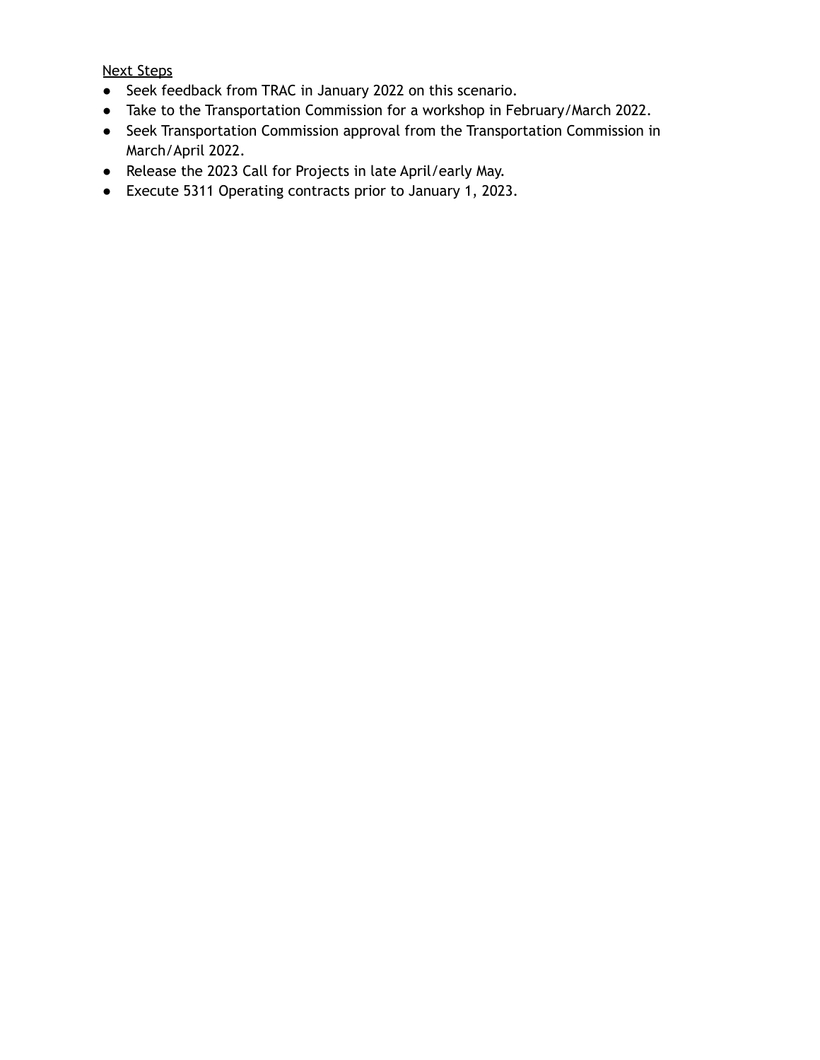Next Steps

- Seek feedback from TRAC in January 2022 on this scenario.
- Take to the Transportation Commission for a workshop in February/March 2022.
- Seek Transportation Commission approval from the Transportation Commission in March/April 2022.
- Release the 2023 Call for Projects in late April/early May.
- Execute 5311 Operating contracts prior to January 1, 2023.